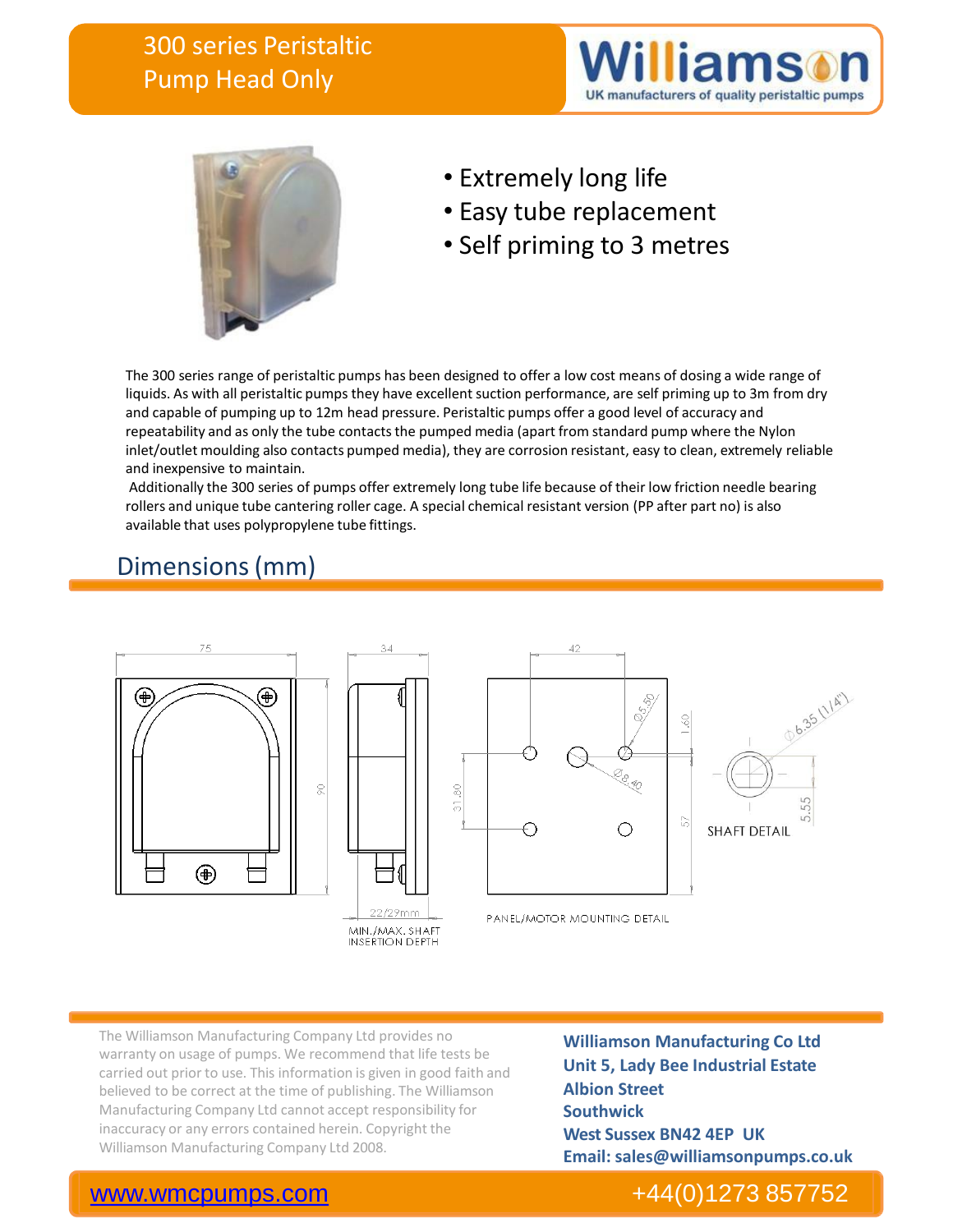# 300 series Peristaltic Pump Head Only

Williamson
UK manufacturers of quality peristaltic pumps

- Extremely long life
- Easy tube replacement
- Self priming to 3 metres

The 300 series range of peristaltic pumps has been designed to offer a low cost means of dosing a wide range of liquids. As with all peristaltic pumps they have excellent suction performance, are self priming up to 3m from dry and capable of pumping up to 12m head pressure. Peristaltic pumps offer a good level of accuracy and repeatability and as only the tube contacts the pumped media (apart from standard pump where the Nylon inlet/outlet moulding also contacts pumped media), they are corrosion resistant, easy to clean, extremely reliable and inexpensive to maintain.

Additionally the 300 series of pumps offer extremely long tube life because of their low friction needle bearing rollers and unique tube cantering roller cage. A special chemical resistant version (PP after part no) is also available that uses polypropylene tube fittings.

## Dimensions (mm)

75 — 90 — 34 — 22/29mm MIN./MAX. SHAFT INSERTION DEPTH

42 — Ø5.50 — Ø8.40 — 31.80 — 1.60 — 57 — PANEL/MOTOR MOUNTING DETAIL

Ø6.35 (1/4") — 5.55 — SHAFT DETAIL

The Williamson Manufacturing Company Ltd provides no warranty on usage of pumps. We recommend that life tests be carried out prior to use. This information is given in good faith and believed to be correct at the time of publishing. The Williamson Manufacturing Company Ltd cannot accept responsibility for inaccuracy or any errors contained herein. Copyright the Williamson Manufacturing Company Ltd 2008.

**Williamson Manufacturing Co Ltd**
**Unit 5, Lady Bee Industrial Estate**
**Albion Street**
**Southwick**
**West Sussex BN42 4EP UK**
**Email: sales@williamsonpumps.co.uk**

www.wmcpumps.com    +44(0)1273 857752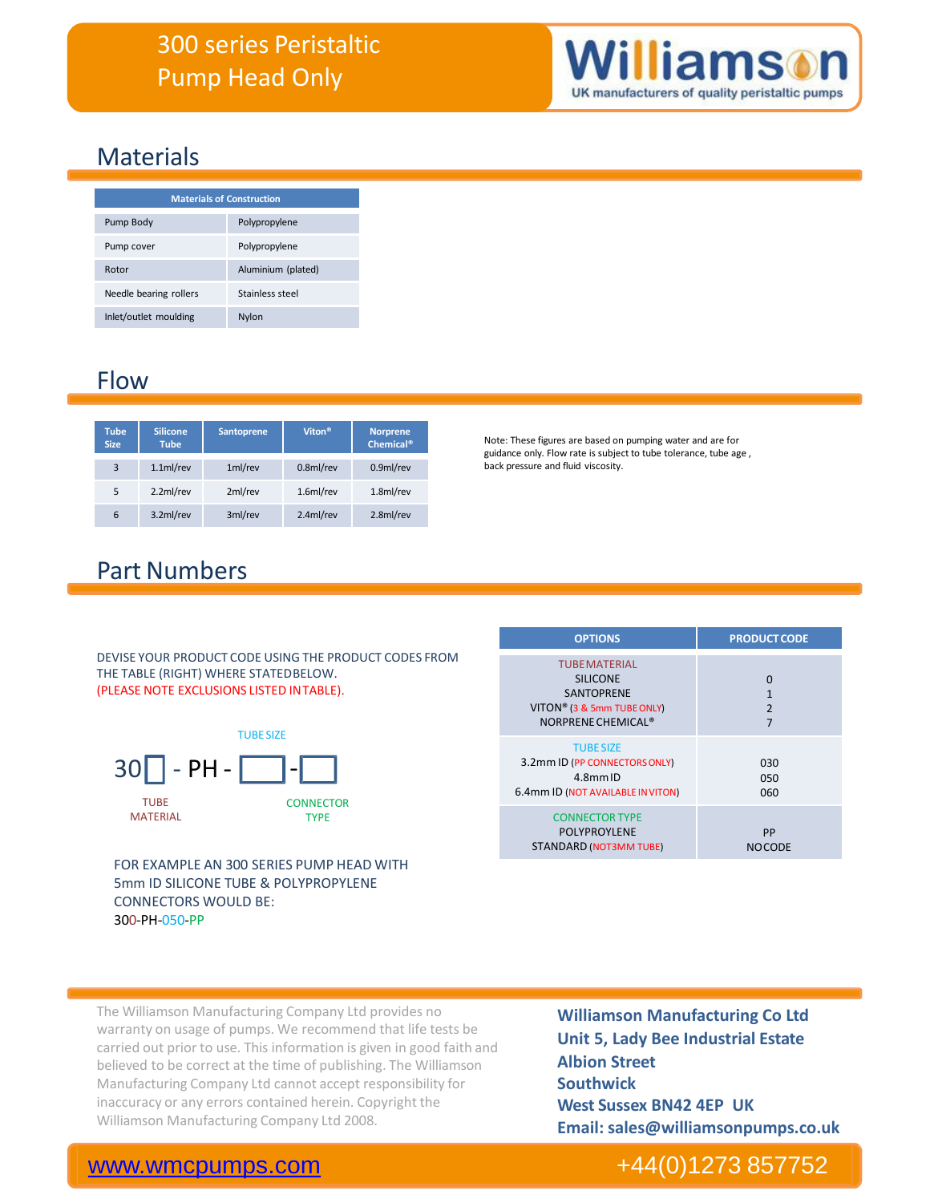# 300 series Peristaltic Pump Head Only

Williamson
UK manufacturers of quality peristaltic pumps

## Materials

| Materials of Construction | |
|---|---|
| Pump Body | Polypropylene |
| Pump cover | Polypropylene |
| Rotor | Aluminium (plated) |
| Needle bearing rollers | Stainless steel |
| Inlet/outlet moulding | Nylon |

## Flow

| Tube Size | Silicone Tube | Santoprene | Viton® | Norprene Chemical® |
|---|---|---|---|---|
| 3 | 1.1ml/rev | 1ml/rev | 0.8ml/rev | 0.9ml/rev |
| 5 | 2.2ml/rev | 2ml/rev | 1.6ml/rev | 1.8ml/rev |
| 6 | 3.2ml/rev | 3ml/rev | 2.4ml/rev | 2.8ml/rev |

Note: These figures are based on pumping water and are for guidance only. Flow rate is subject to tube tolerance, tube age, back pressure and fluid viscosity.

## Part Numbers

DEVISE YOUR PRODUCT CODE USING THE PRODUCT CODES FROM THE TABLE (RIGHT) WHERE STATED BELOW.
(PLEASE NOTE EXCLUSIONS LISTED IN TABLE).

TUBE SIZE

30☐ - PH - ☐ - ☐

TUBE MATERIAL — CONNECTOR TYPE

FOR EXAMPLE AN 300 SERIES PUMP HEAD WITH 5mm ID SILICONE TUBE & POLYPROPYLENE CONNECTORS WOULD BE:
300-PH-050-PP

| OPTIONS | PRODUCT CODE |
|---|---|
| TUBE MATERIAL | |
| SILICONE | 0 |
| SANTOPRENE | 1 |
| VITON® (3 & 5mm TUBE ONLY) | 2 |
| NORPRENE CHEMICAL® | 7 |
| TUBE SIZE | |
| 3.2mm ID (PP CONNECTORS ONLY) | 030 |
| 4.8mm ID | 050 |
| 6.4mm ID (NOT AVAILABLE IN VITON) | 060 |
| CONNECTOR TYPE | |
| POLYPROYLENE | PP |
| STANDARD (NOT 3MM TUBE) | NO CODE |

The Williamson Manufacturing Company Ltd provides no warranty on usage of pumps. We recommend that life tests be carried out prior to use. This information is given in good faith and believed to be correct at the time of publishing. The Williamson Manufacturing Company Ltd cannot accept responsibility for inaccuracy or any errors contained herein. Copyright the Williamson Manufacturing Company Ltd 2008.

**Williamson Manufacturing Co Ltd**
**Unit 5, Lady Bee Industrial Estate**
**Albion Street**
**Southwick**
**West Sussex BN42 4EP UK**
**Email: sales@williamsonpumps.co.uk**

www.wmcpumps.com

+44(0)1273 857752